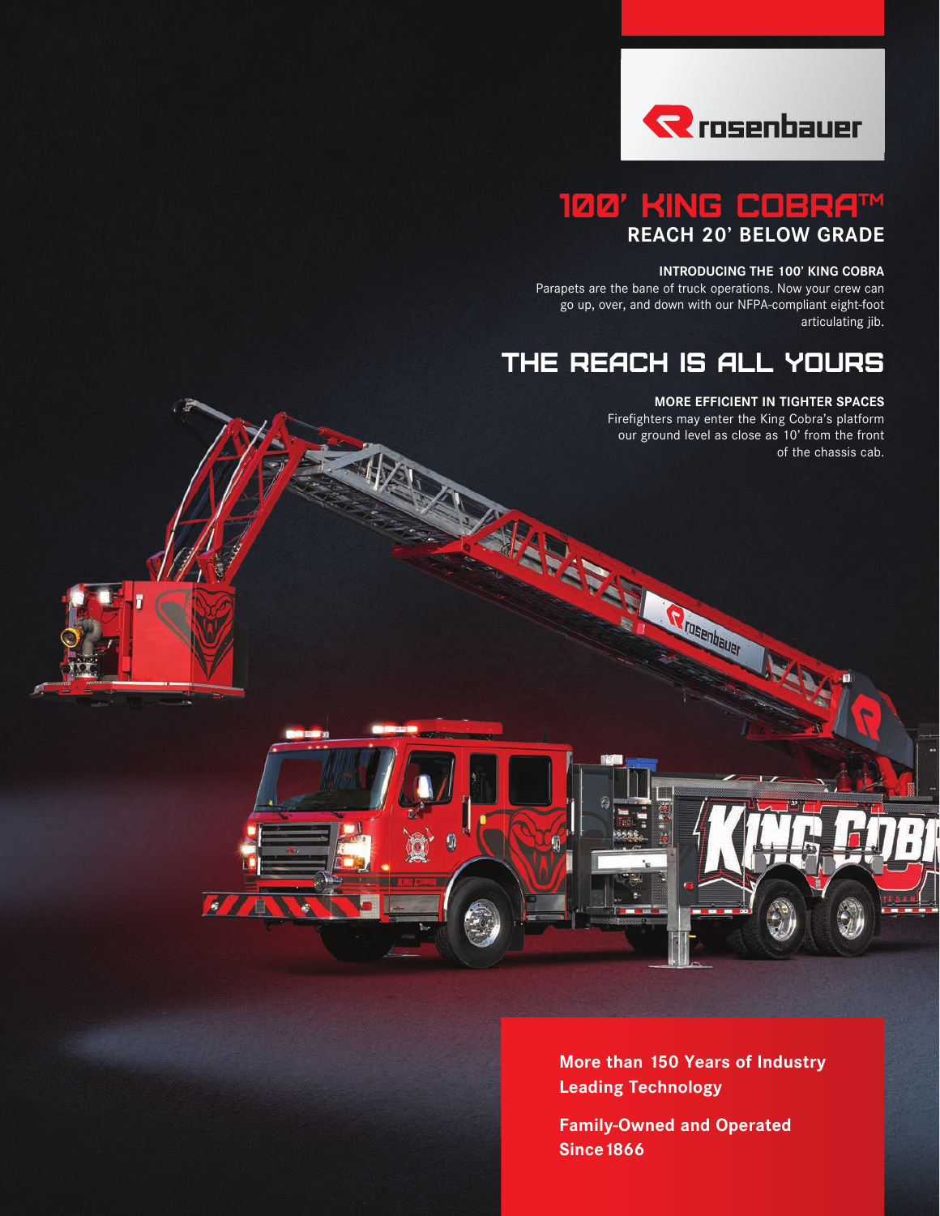rosenbauer

# 100' KING COBRA™

## REACH 20' BELOW GRADE

**INTRODUCING THE 100' KING COBRA**

Parapets are the bane of truck operations. Now your crew can go up, over, and down with our NFPA-compliant eight-foot articulating jib.

# THE REACH IS ALL YOURS

**MORE EFFICIENT IN TIGHTER SPACES**

Firefighters may enter the King Cobra's platform our ground level as close as 10' from the front of the chassis cab.

**More than 150 Years of Industry Leading Technology**

**Family-Owned and Operated Since 1866**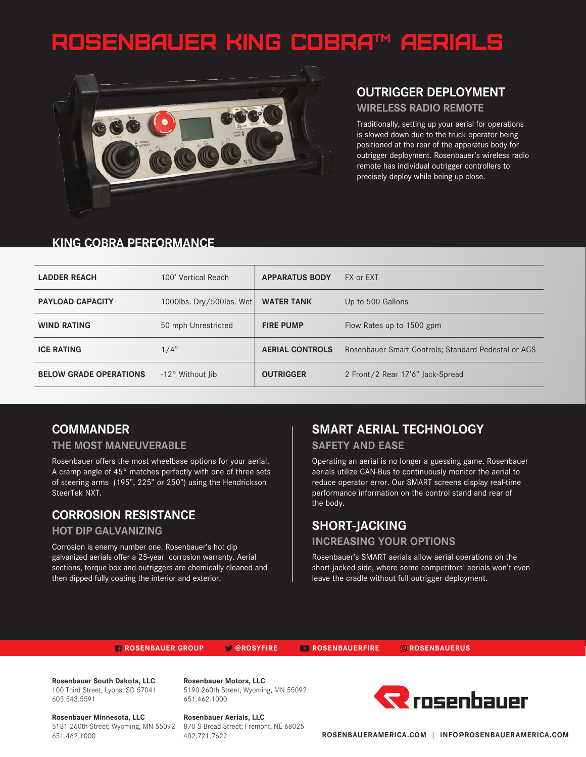# ROSENBAUER KING COBRA™ AERIALS

## OUTRIGGER DEPLOYMENT

### WIRELESS RADIO REMOTE

Traditionally, setting up your aerial for operations is slowed down due to the truck operator being positioned at the rear of the apparatus body for outrigger deployment. Rosenbauer's wireless radio remote has individual outrigger controllers to precisely deploy while being up close.

## KING COBRA PERFORMANCE

| | | | |
|---|---|---|---|
| **LADDER REACH** | 100' Vertical Reach | **APPARATUS BODY** | FX or EXT |
| **PAYLOAD CAPACITY** | 1000lbs. Dry/500lbs. Wet | **WATER TANK** | Up to 500 Gallons |
| **WIND RATING** | 50 mph Unrestricted | **FIRE PUMP** | Flow Rates up to 1500 gpm |
| **ICE RATING** | 1/4" | **AERIAL CONTROLS** | Rosenbauer Smart Controls; Standard Pedestal or ACS |
| **BELOW GRADE OPERATIONS** | -12° Without Jib | **OUTRIGGER** | 2 Front/2 Rear 17'6" Jack-Spread |

## COMMANDER

### THE MOST MANEUVERABLE

Rosenbauer offers the most wheelbase options for your aerial. A cramp angle of 45° matches perfectly with one of three sets of steering arms (195", 225" or 250") using the Hendrickson SteerTek NXT.

## CORROSION RESISTANCE

### HOT DIP GALVANIZING

Corrosion is enemy number one. Rosenbauer's hot dip galvanized aerials offer a 25-year corrosion warranty. Aerial sections, torque box and outriggers are chemically cleaned and then dipped fully coating the interior and exterior.

## SMART AERIAL TECHNOLOGY

### SAFETY AND EASE

Operating an aerial is no longer a guessing game. Rosenbauer aerials utilize CAN-Bus to continuously monitor the aerial to reduce operator error. Our SMART screens display real-time performance information on the control stand and rear of the body.

## SHORT-JACKING

### INCREASING YOUR OPTIONS

Rosenbauer's SMART aerials allow aerial operations on the short-jacked side, where some competitors' aerials won't even leave the cradle without full outrigger deployment.

ROSENBAUER GROUP | @ROSYFIRE | ROSENBAUERFIRE | ROSENBAUERUS

**Rosenbauer South Dakota, LLC**
100 Third Street; Lyons, SD 57041
605.543.5591

**Rosenbauer Minnesota, LLC**
5181 260th Street; Wyoming, MN 55092
651.462.1000

**Rosenbauer Motors, LLC**
5190 260th Street; Wyoming, MN 55092
651.462.1000

**Rosenbauer Aerials, LLC**
870 S Broad Street; Fremont, NE 68025
402.721.7622

rosenbauer

ROSENBAUERAMERICA.COM | INFO@ROSENBAUERAMERICA.COM